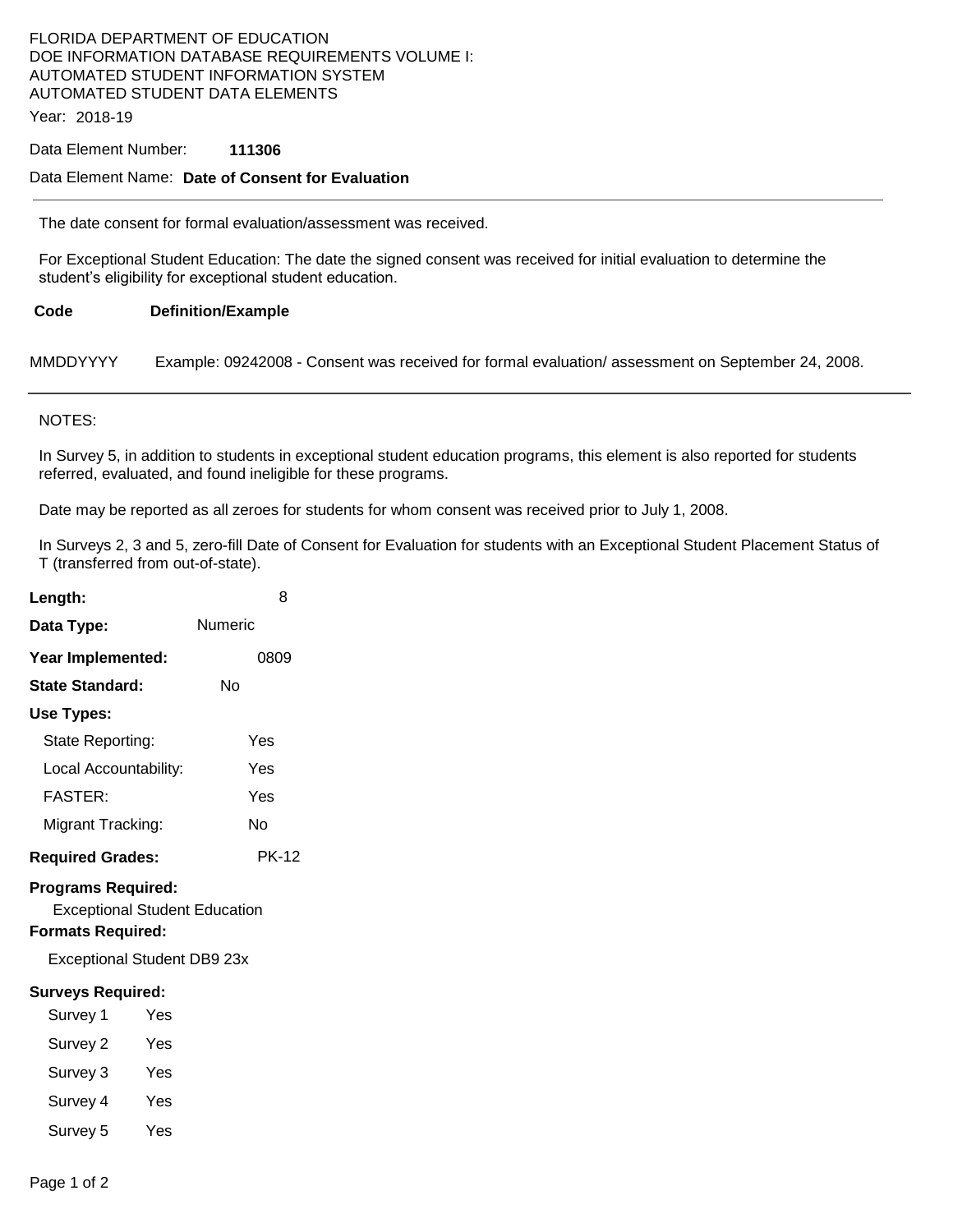FLORIDA DEPARTMENT OF EDUCATION
DOE INFORMATION DATABASE REQUIREMENTS VOLUME I:
AUTOMATED STUDENT INFORMATION SYSTEM
AUTOMATED STUDENT DATA ELEMENTS

Year: 2018-19

Data Element Number: **111306**

Data Element Name: **Date of Consent for Evaluation**

---

The date consent for formal evaluation/assessment was received.

For Exceptional Student Education: The date the signed consent was received for initial evaluation to determine the student's eligibility for exceptional student education.

| Code | Definition/Example |
|---|---|
| MMDDYYYY | Example: 09242008 - Consent was received for formal evaluation/ assessment on September 24, 2008. |

---

NOTES:

In Survey 5, in addition to students in exceptional student education programs, this element is also reported for students referred, evaluated, and found ineligible for these programs.

Date may be reported as all zeroes for students for whom consent was received prior to July 1, 2008.

In Surveys 2, 3 and 5, zero-fill Date of Consent for Evaluation for students with an Exceptional Student Placement Status of T (transferred from out-of-state).

**Length:** 8

**Data Type:** Numeric

**Year Implemented:** 0809

**State Standard:** No

**Use Types:**

- State Reporting: Yes
- Local Accountability: Yes
- FASTER: Yes
- Migrant Tracking: No

**Required Grades:** PK-12

**Programs Required:**

Exceptional Student Education

**Formats Required:**

Exceptional Student DB9 23x

**Surveys Required:**

- Survey 1 Yes
- Survey 2 Yes
- Survey 3 Yes
- Survey 4 Yes
- Survey 5 Yes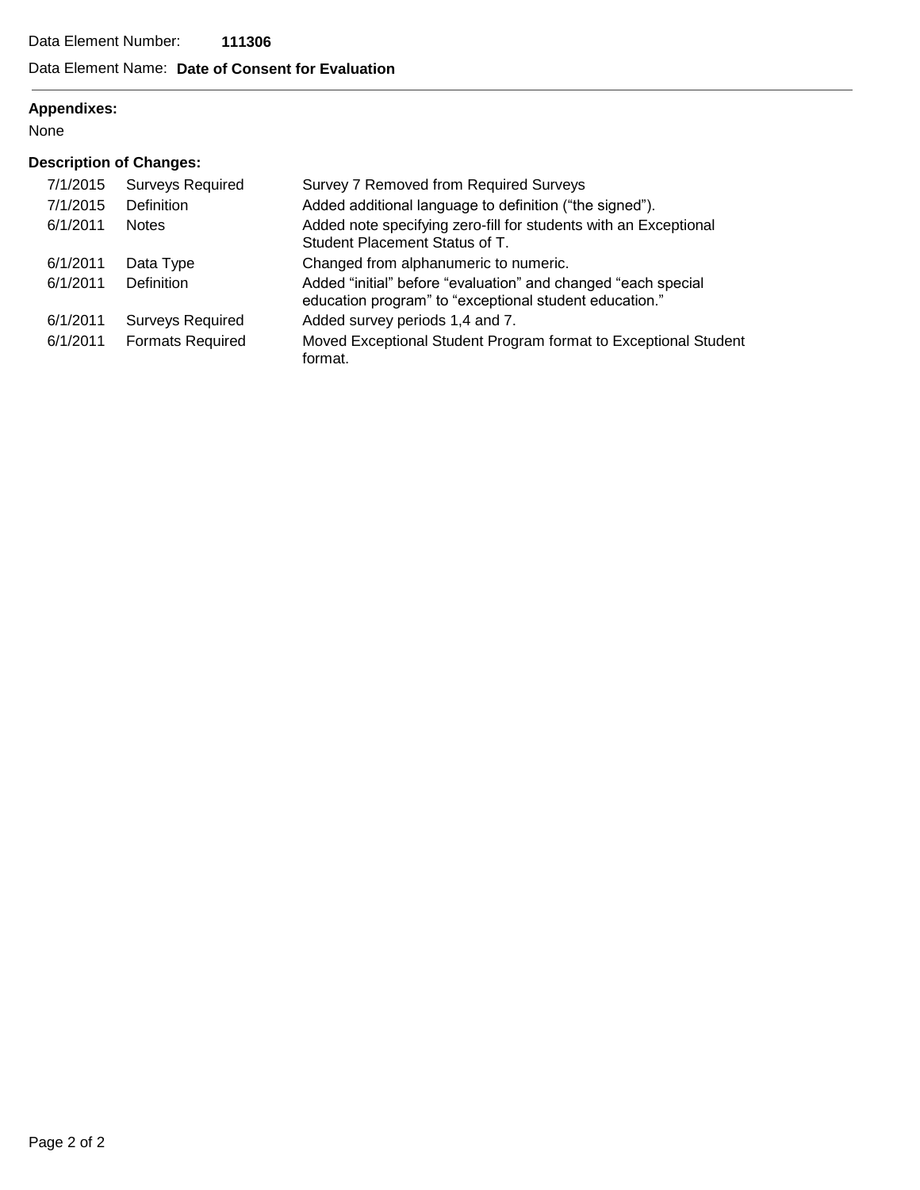Data Element Number: **111306**

Data Element Name: **Date of Consent for Evaluation**

---

**Appendixes:**

None

**Description of Changes:**

| | | |
|---|---|---|
| 7/1/2015 | Surveys Required | Survey 7 Removed from Required Surveys |
| 7/1/2015 | Definition | Added additional language to definition ("the signed"). |
| 6/1/2011 | Notes | Added note specifying zero-fill for students with an Exceptional Student Placement Status of T. |
| 6/1/2011 | Data Type | Changed from alphanumeric to numeric. |
| 6/1/2011 | Definition | Added "initial" before "evaluation" and changed "each special education program" to "exceptional student education." |
| 6/1/2011 | Surveys Required | Added survey periods 1,4 and 7. |
| 6/1/2011 | Formats Required | Moved Exceptional Student Program format to Exceptional Student format. |